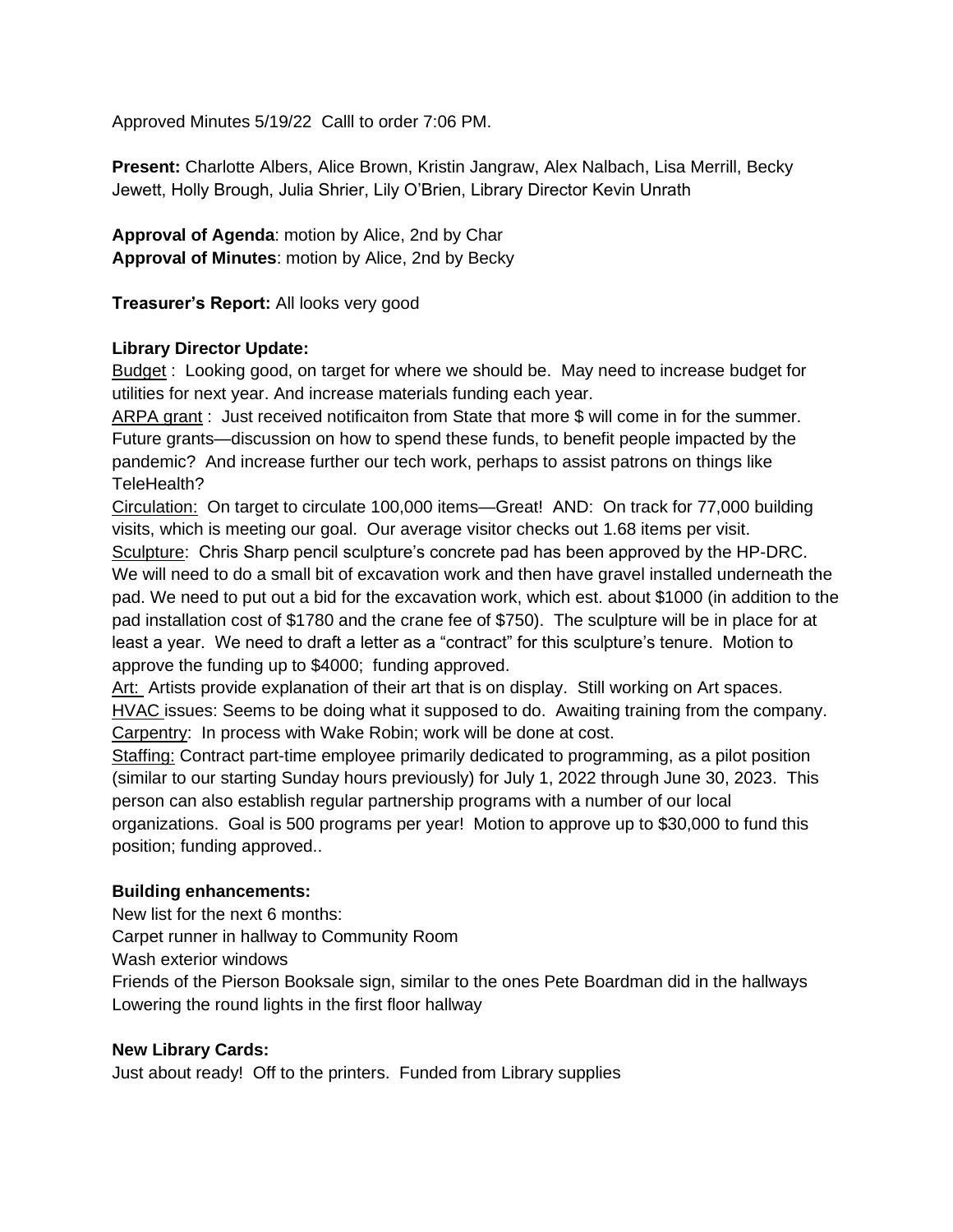Approved Minutes 5/19/22 Calll to order 7:06 PM.

**Present:** Charlotte Albers, Alice Brown, Kristin Jangraw, Alex Nalbach, Lisa Merrill, Becky Jewett, Holly Brough, Julia Shrier, Lily O'Brien, Library Director Kevin Unrath

**Approval of Agenda**: motion by Alice, 2nd by Char
**Approval of Minutes**: motion by Alice, 2nd by Becky

**Treasurer's Report:** All looks very good

**Library Director Update:**

Budget : Looking good, on target for where we should be. May need to increase budget for utilities for next year. And increase materials funding each year.

ARPA grant : Just received notificaiton from State that more $ will come in for the summer. Future grants—discussion on how to spend these funds, to benefit people impacted by the pandemic? And increase further our tech work, perhaps to assist patrons on things like TeleHealth?

Circulation: On target to circulate 100,000 items—Great! AND: On track for 77,000 building visits, which is meeting our goal. Our average visitor checks out 1.68 items per visit.

Sculpture: Chris Sharp pencil sculpture's concrete pad has been approved by the HP-DRC. We will need to do a small bit of excavation work and then have gravel installed underneath the pad. We need to put out a bid for the excavation work, which est. about $1000 (in addition to the pad installation cost of $1780 and the crane fee of $750). The sculpture will be in place for at least a year. We need to draft a letter as a "contract" for this sculpture's tenure. Motion to approve the funding up to $4000; funding approved.

Art: Artists provide explanation of their art that is on display. Still working on Art spaces.

HVAC issues: Seems to be doing what it supposed to do. Awaiting training from the company.

Carpentry: In process with Wake Robin; work will be done at cost.

Staffing: Contract part-time employee primarily dedicated to programming, as a pilot position (similar to our starting Sunday hours previously) for July 1, 2022 through June 30, 2023. This person can also establish regular partnership programs with a number of our local organizations. Goal is 500 programs per year! Motion to approve up to $30,000 to fund this position; funding approved..

**Building enhancements:**

New list for the next 6 months:
Carpet runner in hallway to Community Room
Wash exterior windows
Friends of the Pierson Booksale sign, similar to the ones Pete Boardman did in the hallways
Lowering the round lights in the first floor hallway

**New Library Cards:**

Just about ready! Off to the printers. Funded from Library supplies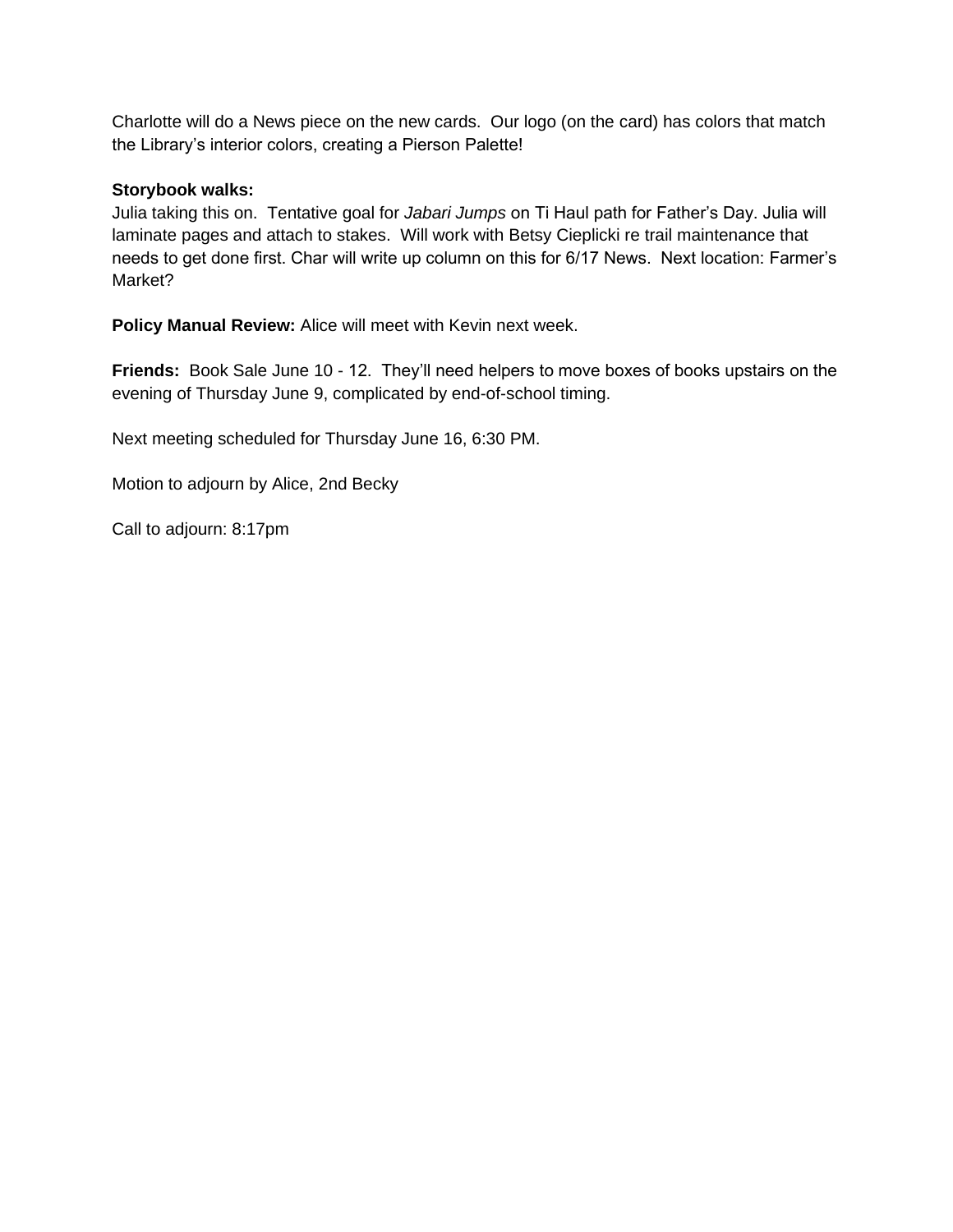Charlotte will do a News piece on the new cards. Our logo (on the card) has colors that match the Library's interior colors, creating a Pierson Palette!

**Storybook walks:**
Julia taking this on. Tentative goal for *Jabari Jumps* on Ti Haul path for Father's Day. Julia will laminate pages and attach to stakes. Will work with Betsy Cieplicki re trail maintenance that needs to get done first. Char will write up column on this for 6/17 News. Next location: Farmer's Market?

**Policy Manual Review:** Alice will meet with Kevin next week.

**Friends:** Book Sale June 10 - 12. They'll need helpers to move boxes of books upstairs on the evening of Thursday June 9, complicated by end-of-school timing.

Next meeting scheduled for Thursday June 16, 6:30 PM.

Motion to adjourn by Alice, 2nd Becky

Call to adjourn: 8:17pm